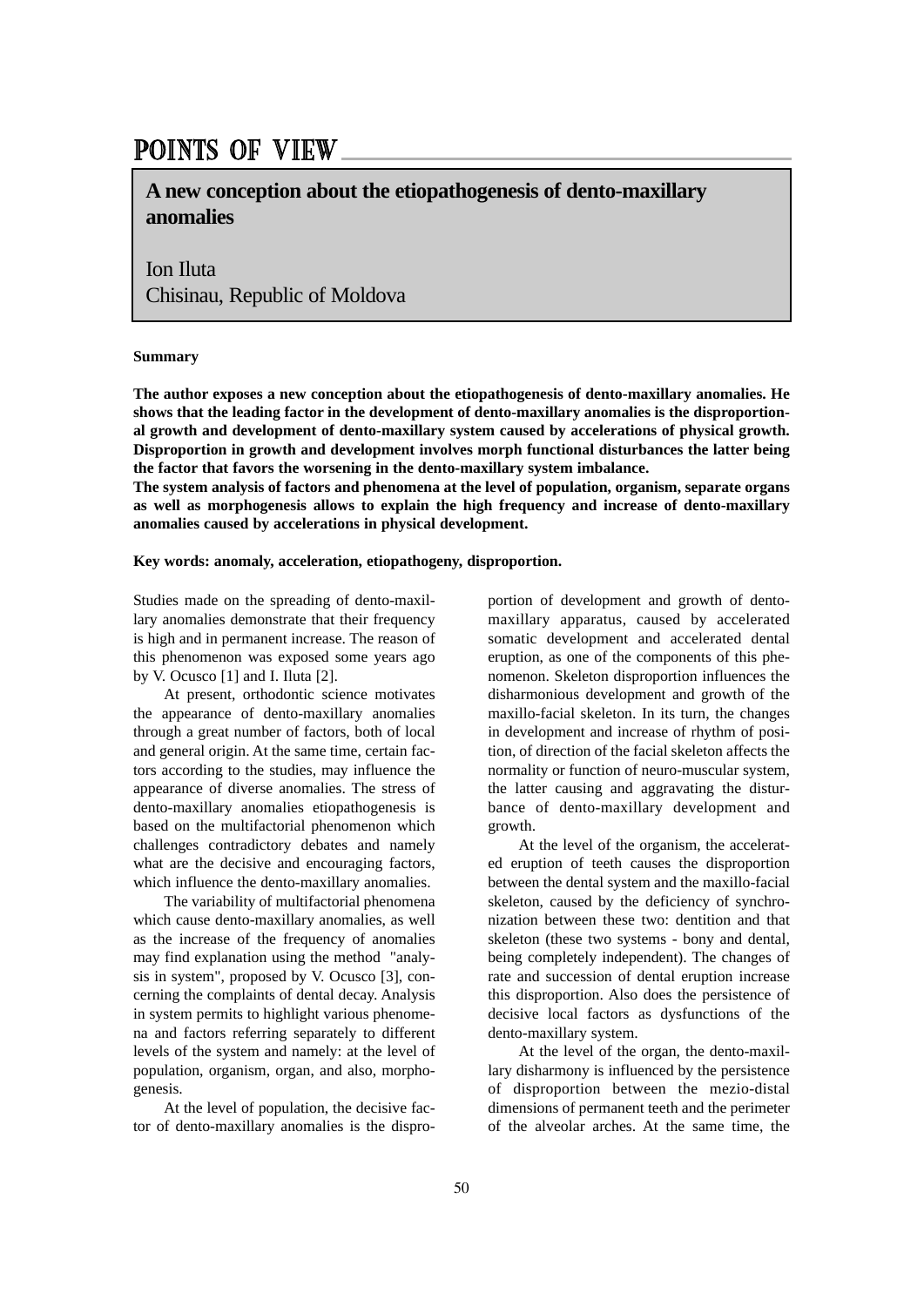# POINTS OF VIEW

## A new conception about the etiopathogenesis of dento-maxillary anomalies

Ion Iluta
Chisinau, Republic of Moldova

**Summary**

**The author exposes a new conception about the etiopathogenesis of dento-maxillary anomalies. He shows that the leading factor in the development of dento-maxillary anomalies is the disproportional growth and development of dento-maxillary system caused by accelerations of physical growth. Disproportion in growth and development involves morph functional disturbances the latter being the factor that favors the worsening in the dento-maxillary system imbalance.**
**The system analysis of factors and phenomena at the level of population, organism, separate organs as well as morphogenesis allows to explain the high frequency and increase of dento-maxillary anomalies caused by accelerations in physical development.**

**Key words: anomaly, acceleration, etiopathogeny, disproportion.**

Studies made on the spreading of dento-maxillary anomalies demonstrate that their frequency is high and in permanent increase. The reason of this phenomenon was exposed some years ago by V. Ocusco [1] and I. Iluta [2].

At present, orthodontic science motivates the appearance of dento-maxillary anomalies through a great number of factors, both of local and general origin. At the same time, certain factors according to the studies, may influence the appearance of diverse anomalies. The stress of dento-maxillary anomalies etiopathogenesis is based on the multifactorial phenomenon which challenges contradictory debates and namely what are the decisive and encouraging factors, which influence the dento-maxillary anomalies.

The variability of multifactorial phenomena which cause dento-maxillary anomalies, as well as the increase of the frequency of anomalies may find explanation using the method "analysis in system", proposed by V. Ocusco [3], concerning the complaints of dental decay. Analysis in system permits to highlight various phenomena and factors referring separately to different levels of the system and namely: at the level of population, organism, organ, and also, morphogenesis.

At the level of population, the decisive factor of dento-maxillary anomalies is the disproportion of development and growth of dento-maxillary apparatus, caused by accelerated somatic development and accelerated dental eruption, as one of the components of this phenomenon. Skeleton disproportion influences the disharmonious development and growth of the maxillo-facial skeleton. In its turn, the changes in development and increase of rhythm of position, of direction of the facial skeleton affects the normality or function of neuro-muscular system, the latter causing and aggravating the disturbance of dento-maxillary development and growth.

At the level of the organism, the accelerated eruption of teeth causes the disproportion between the dental system and the maxillo-facial skeleton, caused by the deficiency of synchronization between these two: dentition and that skeleton (these two systems - bony and dental, being completely independent). The changes of rate and succession of dental eruption increase this disproportion. Also does the persistence of decisive local factors as dysfunctions of the dento-maxillary system.

At the level of the organ, the dento-maxillary disharmony is influenced by the persistence of disproportion between the mezio-distal dimensions of permanent teeth and the perimeter of the alveolar arches. At the same time, the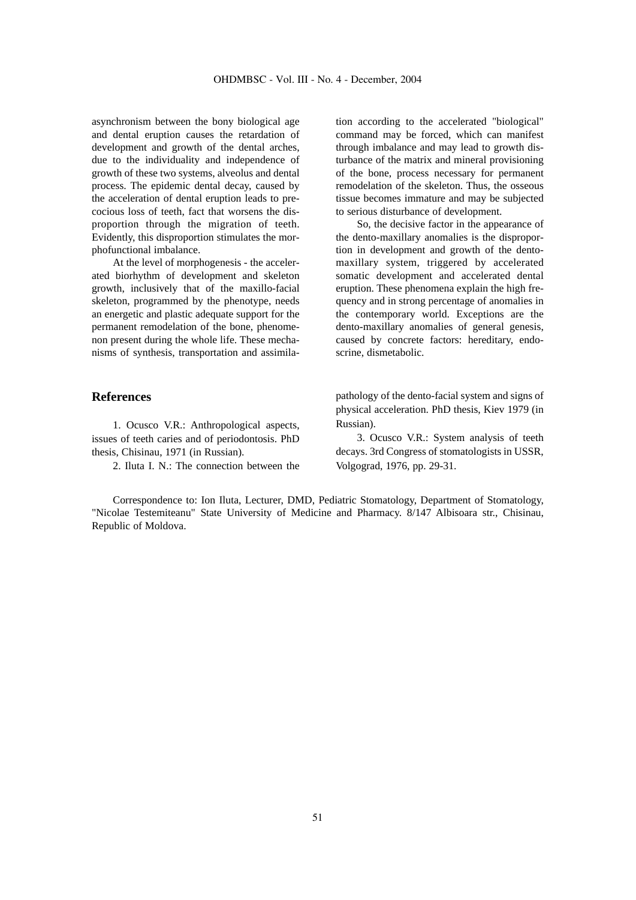asynchronism between the bony biological age and dental eruption causes the retardation of development and growth of the dental arches, due to the individuality and independence of growth of these two systems, alveolus and dental process. The epidemic dental decay, caused by the acceleration of dental eruption leads to precocious loss of teeth, fact that worsens the disproportion through the migration of teeth. Evidently, this disproportion stimulates the morphofunctional imbalance.

At the level of morphogenesis - the accelerated biorhythm of development and skeleton growth, inclusively that of the maxillo-facial skeleton, programmed by the phenotype, needs an energetic and plastic adequate support for the permanent remodelation of the bone, phenomenon present during the whole life. These mechanisms of synthesis, transportation and assimilation according to the accelerated "biological" command may be forced, which can manifest through imbalance and may lead to growth disturbance of the matrix and mineral provisioning of the bone, process necessary for permanent remodelation of the skeleton. Thus, the osseous tissue becomes immature and may be subjected to serious disturbance of development.

So, the decisive factor in the appearance of the dento-maxillary anomalies is the disproportion in development and growth of the dento-maxillary system, triggered by accelerated somatic development and accelerated dental eruption. These phenomena explain the high frequency and in strong percentage of anomalies in the contemporary world. Exceptions are the dento-maxillary anomalies of general genesis, caused by concrete factors: hereditary, endoscrine, dismetabolic.

## References

1. Ocusco V.R.: Anthropological aspects, issues of teeth caries and of periodontosis. PhD thesis, Chisinau, 1971 (in Russian).

2. Iluta I. N.: The connection between the pathology of the dento-facial system and signs of physical acceleration. PhD thesis, Kiev 1979 (in Russian).

3. Ocusco V.R.: System analysis of teeth decays. 3rd Congress of stomatologists in USSR, Volgograd, 1976, pp. 29-31.

Correspondence to: Ion Iluta, Lecturer, DMD, Pediatric Stomatology, Department of Stomatology, "Nicolae Testemiteanu" State University of Medicine and Pharmacy. 8/147 Albisoara str., Chisinau, Republic of Moldova.